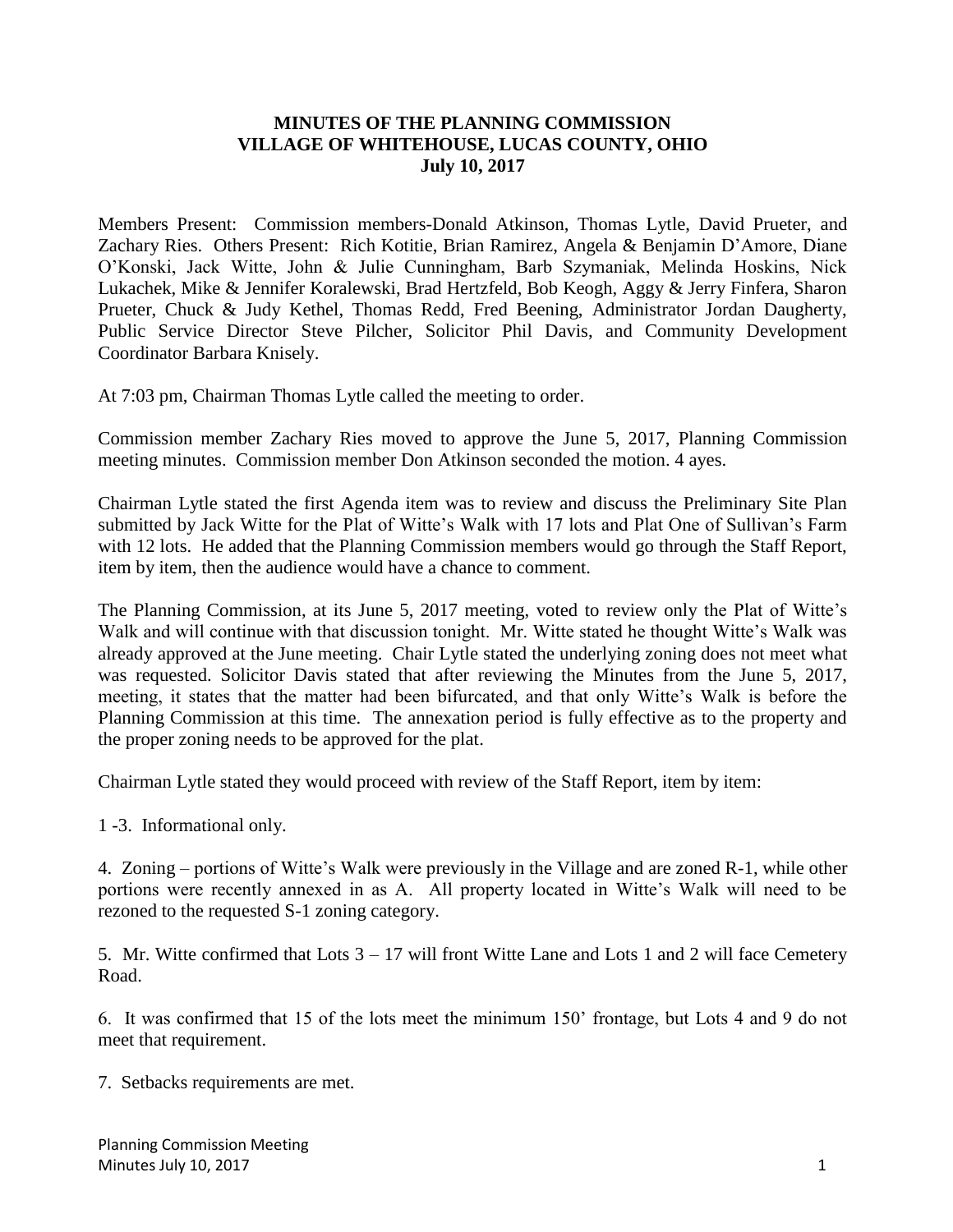# MINUTES OF THE PLANNING COMMISSION
## VILLAGE OF WHITEHOUSE, LUCAS COUNTY, OHIO
### July 10, 2017

Members Present: Commission members-Donald Atkinson, Thomas Lytle, David Prueter, and Zachary Ries. Others Present: Rich Kotitie, Brian Ramirez, Angela & Benjamin D'Amore, Diane O'Konski, Jack Witte, John & Julie Cunningham, Barb Szymaniak, Melinda Hoskins, Nick Lukachek, Mike & Jennifer Koralewski, Brad Hertzfeld, Bob Keogh, Aggy & Jerry Finfera, Sharon Prueter, Chuck & Judy Kethel, Thomas Redd, Fred Beening, Administrator Jordan Daugherty, Public Service Director Steve Pilcher, Solicitor Phil Davis, and Community Development Coordinator Barbara Knisely.

At 7:03 pm, Chairman Thomas Lytle called the meeting to order.

Commission member Zachary Ries moved to approve the June 5, 2017, Planning Commission meeting minutes. Commission member Don Atkinson seconded the motion. 4 ayes.

Chairman Lytle stated the first Agenda item was to review and discuss the Preliminary Site Plan submitted by Jack Witte for the Plat of Witte's Walk with 17 lots and Plat One of Sullivan's Farm with 12 lots. He added that the Planning Commission members would go through the Staff Report, item by item, then the audience would have a chance to comment.

The Planning Commission, at its June 5, 2017 meeting, voted to review only the Plat of Witte's Walk and will continue with that discussion tonight. Mr. Witte stated he thought Witte's Walk was already approved at the June meeting. Chair Lytle stated the underlying zoning does not meet what was requested. Solicitor Davis stated that after reviewing the Minutes from the June 5, 2017, meeting, it states that the matter had been bifurcated, and that only Witte's Walk is before the Planning Commission at this time. The annexation period is fully effective as to the property and the proper zoning needs to be approved for the plat.

Chairman Lytle stated they would proceed with review of the Staff Report, item by item:

1 -3. Informational only.

4. Zoning – portions of Witte's Walk were previously in the Village and are zoned R-1, while other portions were recently annexed in as A. All property located in Witte's Walk will need to be rezoned to the requested S-1 zoning category.

5. Mr. Witte confirmed that Lots 3 – 17 will front Witte Lane and Lots 1 and 2 will face Cemetery Road.

6. It was confirmed that 15 of the lots meet the minimum 150' frontage, but Lots 4 and 9 do not meet that requirement.

7. Setbacks requirements are met.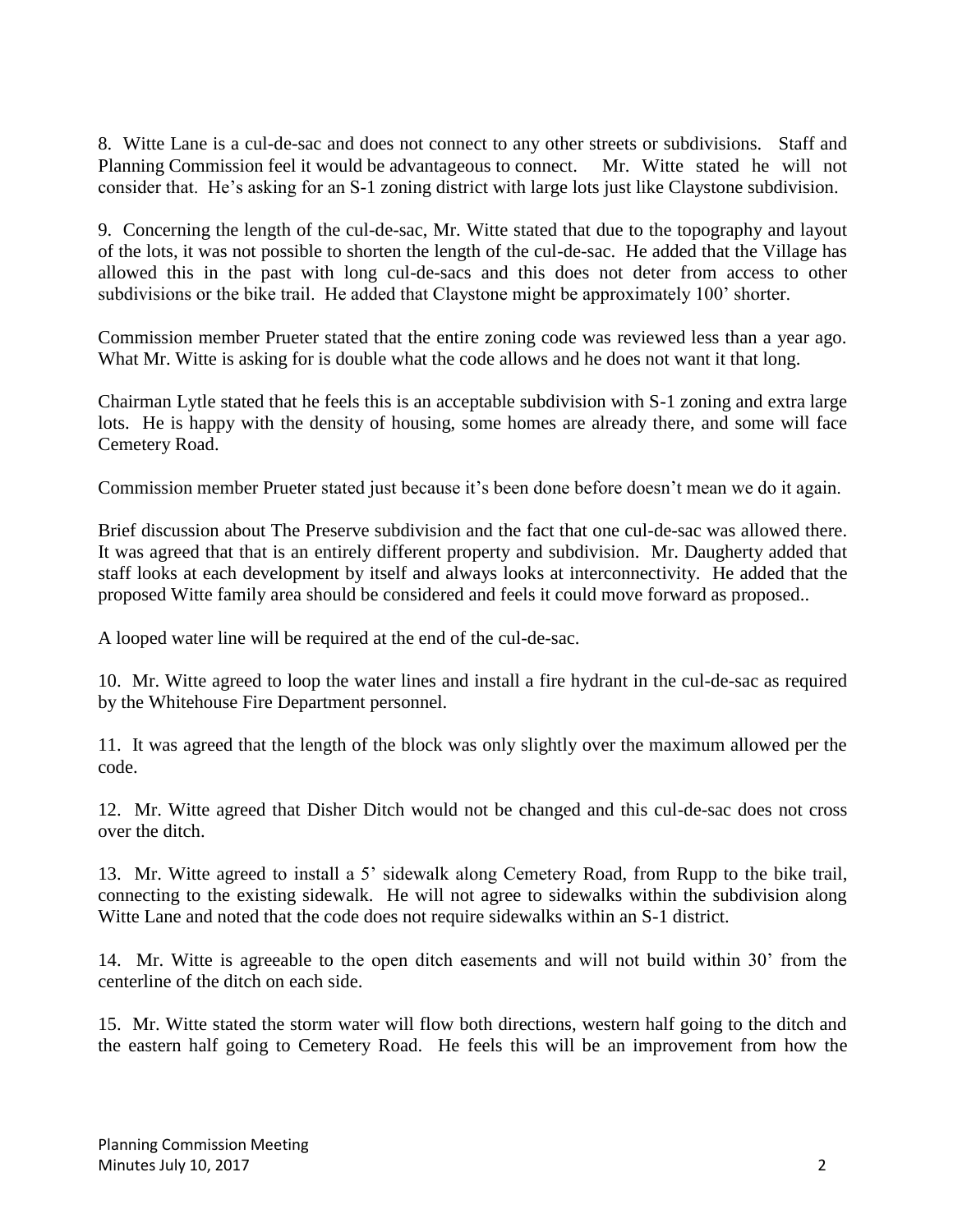8. Witte Lane is a cul-de-sac and does not connect to any other streets or subdivisions. Staff and Planning Commission feel it would be advantageous to connect. Mr. Witte stated he will not consider that. He's asking for an S-1 zoning district with large lots just like Claystone subdivision.

9. Concerning the length of the cul-de-sac, Mr. Witte stated that due to the topography and layout of the lots, it was not possible to shorten the length of the cul-de-sac. He added that the Village has allowed this in the past with long cul-de-sacs and this does not deter from access to other subdivisions or the bike trail. He added that Claystone might be approximately 100' shorter.

Commission member Prueter stated that the entire zoning code was reviewed less than a year ago. What Mr. Witte is asking for is double what the code allows and he does not want it that long.

Chairman Lytle stated that he feels this is an acceptable subdivision with S-1 zoning and extra large lots. He is happy with the density of housing, some homes are already there, and some will face Cemetery Road.

Commission member Prueter stated just because it's been done before doesn't mean we do it again.

Brief discussion about The Preserve subdivision and the fact that one cul-de-sac was allowed there. It was agreed that that is an entirely different property and subdivision. Mr. Daugherty added that staff looks at each development by itself and always looks at interconnectivity. He added that the proposed Witte family area should be considered and feels it could move forward as proposed..

A looped water line will be required at the end of the cul-de-sac.

10. Mr. Witte agreed to loop the water lines and install a fire hydrant in the cul-de-sac as required by the Whitehouse Fire Department personnel.

11. It was agreed that the length of the block was only slightly over the maximum allowed per the code.

12. Mr. Witte agreed that Disher Ditch would not be changed and this cul-de-sac does not cross over the ditch.

13. Mr. Witte agreed to install a 5' sidewalk along Cemetery Road, from Rupp to the bike trail, connecting to the existing sidewalk. He will not agree to sidewalks within the subdivision along Witte Lane and noted that the code does not require sidewalks within an S-1 district.

14. Mr. Witte is agreeable to the open ditch easements and will not build within 30' from the centerline of the ditch on each side.

15. Mr. Witte stated the storm water will flow both directions, western half going to the ditch and the eastern half going to Cemetery Road. He feels this will be an improvement from how the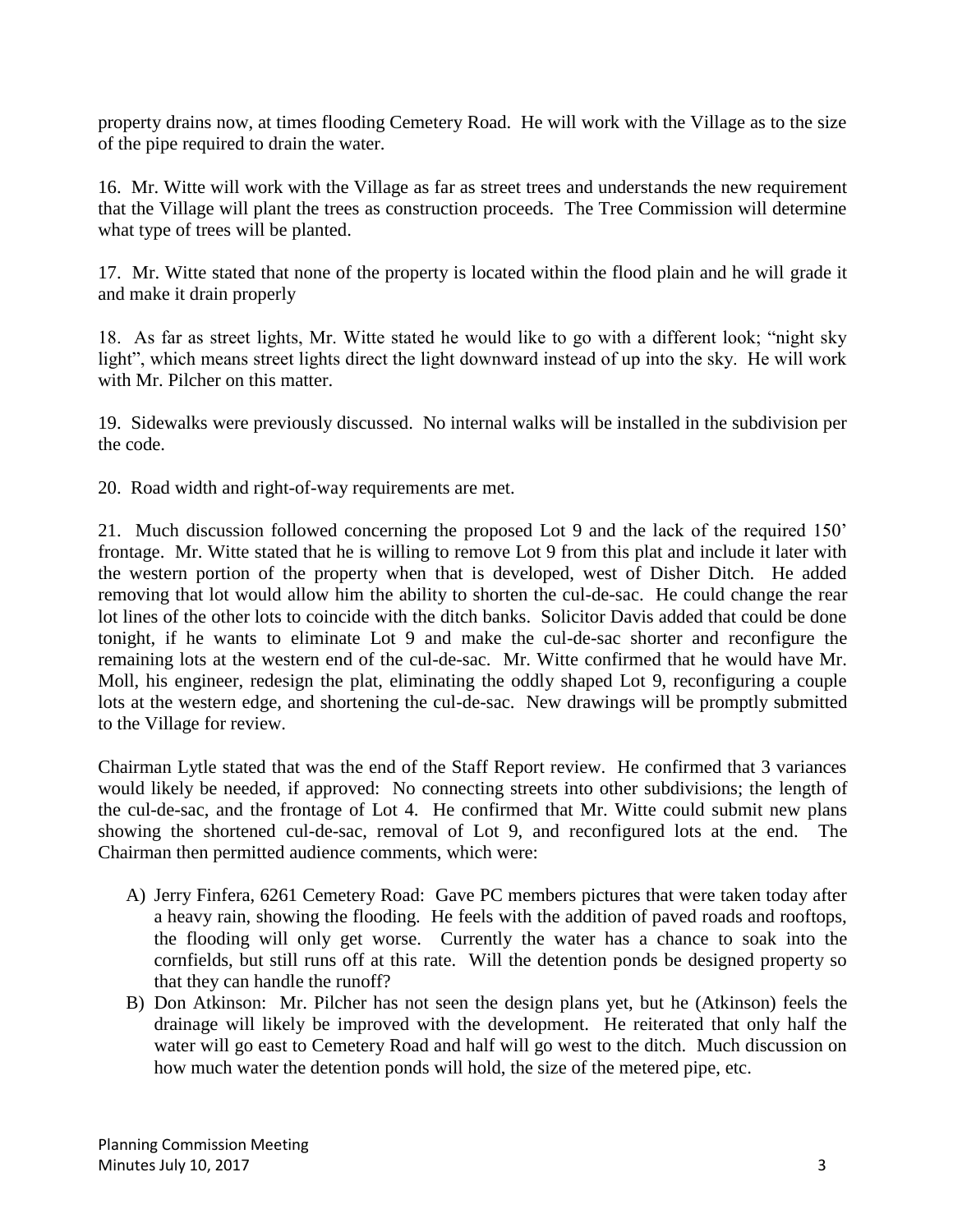property drains now, at times flooding Cemetery Road. He will work with the Village as to the size of the pipe required to drain the water.

16. Mr. Witte will work with the Village as far as street trees and understands the new requirement that the Village will plant the trees as construction proceeds. The Tree Commission will determine what type of trees will be planted.

17. Mr. Witte stated that none of the property is located within the flood plain and he will grade it and make it drain properly

18. As far as street lights, Mr. Witte stated he would like to go with a different look; "night sky light", which means street lights direct the light downward instead of up into the sky. He will work with Mr. Pilcher on this matter.

19. Sidewalks were previously discussed. No internal walks will be installed in the subdivision per the code.

20. Road width and right-of-way requirements are met.

21. Much discussion followed concerning the proposed Lot 9 and the lack of the required 150' frontage. Mr. Witte stated that he is willing to remove Lot 9 from this plat and include it later with the western portion of the property when that is developed, west of Disher Ditch. He added removing that lot would allow him the ability to shorten the cul-de-sac. He could change the rear lot lines of the other lots to coincide with the ditch banks. Solicitor Davis added that could be done tonight, if he wants to eliminate Lot 9 and make the cul-de-sac shorter and reconfigure the remaining lots at the western end of the cul-de-sac. Mr. Witte confirmed that he would have Mr. Moll, his engineer, redesign the plat, eliminating the oddly shaped Lot 9, reconfiguring a couple lots at the western edge, and shortening the cul-de-sac. New drawings will be promptly submitted to the Village for review.

Chairman Lytle stated that was the end of the Staff Report review. He confirmed that 3 variances would likely be needed, if approved: No connecting streets into other subdivisions; the length of the cul-de-sac, and the frontage of Lot 4. He confirmed that Mr. Witte could submit new plans showing the shortened cul-de-sac, removal of Lot 9, and reconfigured lots at the end. The Chairman then permitted audience comments, which were:

A) Jerry Finfera, 6261 Cemetery Road: Gave PC members pictures that were taken today after a heavy rain, showing the flooding. He feels with the addition of paved roads and rooftops, the flooding will only get worse. Currently the water has a chance to soak into the cornfields, but still runs off at this rate. Will the detention ponds be designed property so that they can handle the runoff?
B) Don Atkinson: Mr. Pilcher has not seen the design plans yet, but he (Atkinson) feels the drainage will likely be improved with the development. He reiterated that only half the water will go east to Cemetery Road and half will go west to the ditch. Much discussion on how much water the detention ponds will hold, the size of the metered pipe, etc.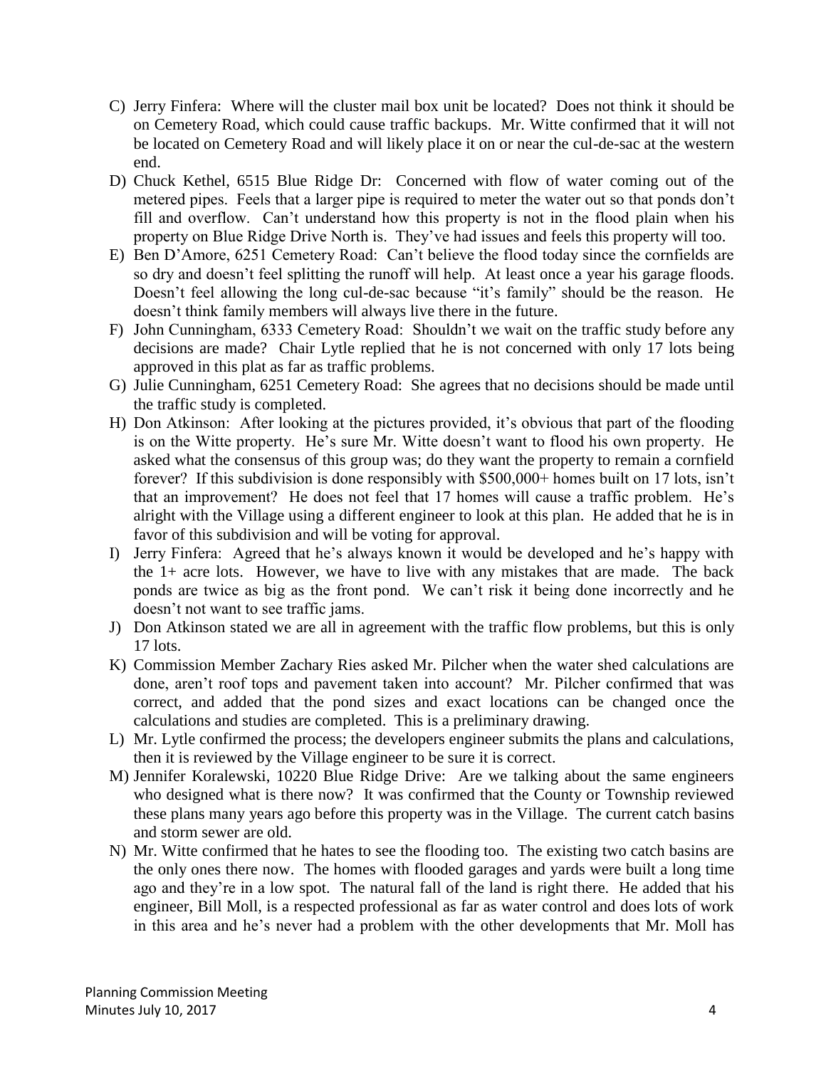C) Jerry Finfera: Where will the cluster mail box unit be located? Does not think it should be on Cemetery Road, which could cause traffic backups. Mr. Witte confirmed that it will not be located on Cemetery Road and will likely place it on or near the cul-de-sac at the western end.

D) Chuck Kethel, 6515 Blue Ridge Dr: Concerned with flow of water coming out of the metered pipes. Feels that a larger pipe is required to meter the water out so that ponds don't fill and overflow. Can't understand how this property is not in the flood plain when his property on Blue Ridge Drive North is. They've had issues and feels this property will too.

E) Ben D'Amore, 6251 Cemetery Road: Can't believe the flood today since the cornfields are so dry and doesn't feel splitting the runoff will help. At least once a year his garage floods. Doesn't feel allowing the long cul-de-sac because "it's family" should be the reason. He doesn't think family members will always live there in the future.

F) John Cunningham, 6333 Cemetery Road: Shouldn't we wait on the traffic study before any decisions are made? Chair Lytle replied that he is not concerned with only 17 lots being approved in this plat as far as traffic problems.

G) Julie Cunningham, 6251 Cemetery Road: She agrees that no decisions should be made until the traffic study is completed.

H) Don Atkinson: After looking at the pictures provided, it's obvious that part of the flooding is on the Witte property. He's sure Mr. Witte doesn't want to flood his own property. He asked what the consensus of this group was; do they want the property to remain a cornfield forever? If this subdivision is done responsibly with $500,000+ homes built on 17 lots, isn't that an improvement? He does not feel that 17 homes will cause a traffic problem. He's alright with the Village using a different engineer to look at this plan. He added that he is in favor of this subdivision and will be voting for approval.

I) Jerry Finfera: Agreed that he's always known it would be developed and he's happy with the 1+ acre lots. However, we have to live with any mistakes that are made. The back ponds are twice as big as the front pond. We can't risk it being done incorrectly and he doesn't not want to see traffic jams.

J) Don Atkinson stated we are all in agreement with the traffic flow problems, but this is only 17 lots.

K) Commission Member Zachary Ries asked Mr. Pilcher when the water shed calculations are done, aren't roof tops and pavement taken into account? Mr. Pilcher confirmed that was correct, and added that the pond sizes and exact locations can be changed once the calculations and studies are completed. This is a preliminary drawing.

L) Mr. Lytle confirmed the process; the developers engineer submits the plans and calculations, then it is reviewed by the Village engineer to be sure it is correct.

M) Jennifer Koralewski, 10220 Blue Ridge Drive: Are we talking about the same engineers who designed what is there now? It was confirmed that the County or Township reviewed these plans many years ago before this property was in the Village. The current catch basins and storm sewer are old.

N) Mr. Witte confirmed that he hates to see the flooding too. The existing two catch basins are the only ones there now. The homes with flooded garages and yards were built a long time ago and they're in a low spot. The natural fall of the land is right there. He added that his engineer, Bill Moll, is a respected professional as far as water control and does lots of work in this area and he's never had a problem with the other developments that Mr. Moll has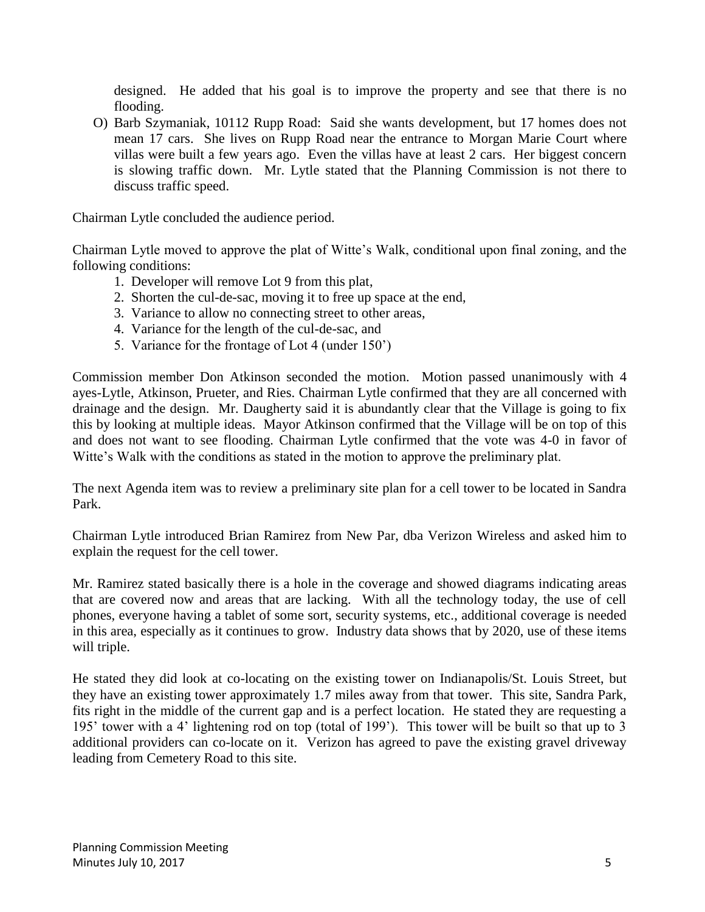designed. He added that his goal is to improve the property and see that there is no flooding.

O) Barb Szymaniak, 10112 Rupp Road: Said she wants development, but 17 homes does not mean 17 cars. She lives on Rupp Road near the entrance to Morgan Marie Court where villas were built a few years ago. Even the villas have at least 2 cars. Her biggest concern is slowing traffic down. Mr. Lytle stated that the Planning Commission is not there to discuss traffic speed.

Chairman Lytle concluded the audience period.

Chairman Lytle moved to approve the plat of Witte's Walk, conditional upon final zoning, and the following conditions:

1. Developer will remove Lot 9 from this plat,
2. Shorten the cul-de-sac, moving it to free up space at the end,
3. Variance to allow no connecting street to other areas,
4. Variance for the length of the cul-de-sac, and
5. Variance for the frontage of Lot 4 (under 150')

Commission member Don Atkinson seconded the motion. Motion passed unanimously with 4 ayes-Lytle, Atkinson, Prueter, and Ries. Chairman Lytle confirmed that they are all concerned with drainage and the design. Mr. Daugherty said it is abundantly clear that the Village is going to fix this by looking at multiple ideas. Mayor Atkinson confirmed that the Village will be on top of this and does not want to see flooding. Chairman Lytle confirmed that the vote was 4-0 in favor of Witte's Walk with the conditions as stated in the motion to approve the preliminary plat.

The next Agenda item was to review a preliminary site plan for a cell tower to be located in Sandra Park.

Chairman Lytle introduced Brian Ramirez from New Par, dba Verizon Wireless and asked him to explain the request for the cell tower.

Mr. Ramirez stated basically there is a hole in the coverage and showed diagrams indicating areas that are covered now and areas that are lacking. With all the technology today, the use of cell phones, everyone having a tablet of some sort, security systems, etc., additional coverage is needed in this area, especially as it continues to grow. Industry data shows that by 2020, use of these items will triple.

He stated they did look at co-locating on the existing tower on Indianapolis/St. Louis Street, but they have an existing tower approximately 1.7 miles away from that tower. This site, Sandra Park, fits right in the middle of the current gap and is a perfect location. He stated they are requesting a 195' tower with a 4' lightening rod on top (total of 199'). This tower will be built so that up to 3 additional providers can co-locate on it. Verizon has agreed to pave the existing gravel driveway leading from Cemetery Road to this site.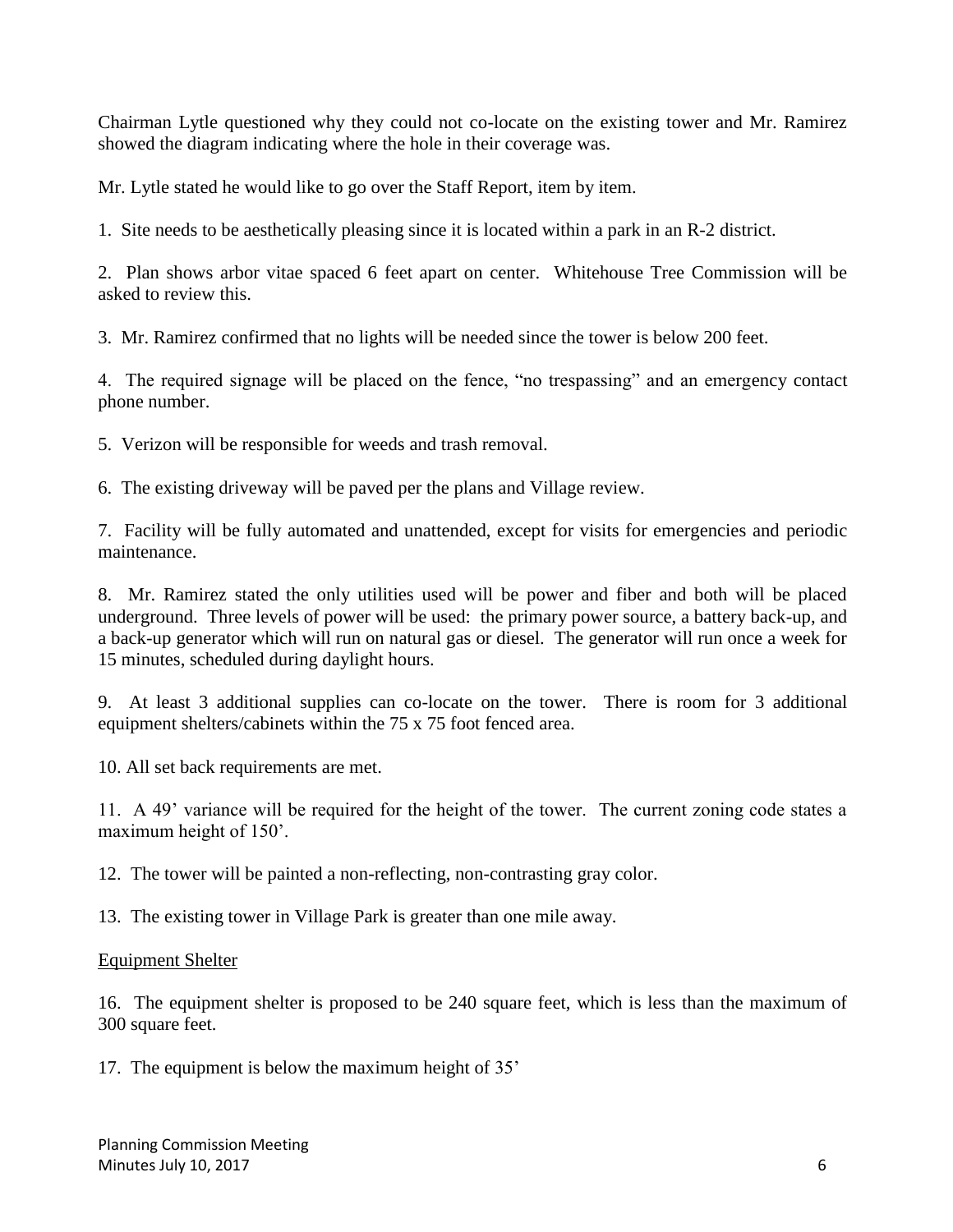Chairman Lytle questioned why they could not co-locate on the existing tower and Mr. Ramirez showed the diagram indicating where the hole in their coverage was.

Mr. Lytle stated he would like to go over the Staff Report, item by item.

1. Site needs to be aesthetically pleasing since it is located within a park in an R-2 district.

2. Plan shows arbor vitae spaced 6 feet apart on center. Whitehouse Tree Commission will be asked to review this.

3. Mr. Ramirez confirmed that no lights will be needed since the tower is below 200 feet.

4. The required signage will be placed on the fence, "no trespassing" and an emergency contact phone number.

5. Verizon will be responsible for weeds and trash removal.

6. The existing driveway will be paved per the plans and Village review.

7. Facility will be fully automated and unattended, except for visits for emergencies and periodic maintenance.

8. Mr. Ramirez stated the only utilities used will be power and fiber and both will be placed underground. Three levels of power will be used: the primary power source, a battery back-up, and a back-up generator which will run on natural gas or diesel. The generator will run once a week for 15 minutes, scheduled during daylight hours.

9. At least 3 additional supplies can co-locate on the tower. There is room for 3 additional equipment shelters/cabinets within the 75 x 75 foot fenced area.

10. All set back requirements are met.

11. A 49' variance will be required for the height of the tower. The current zoning code states a maximum height of 150'.

12. The tower will be painted a non-reflecting, non-contrasting gray color.

13. The existing tower in Village Park is greater than one mile away.

Equipment Shelter

16. The equipment shelter is proposed to be 240 square feet, which is less than the maximum of 300 square feet.

17. The equipment is below the maximum height of 35'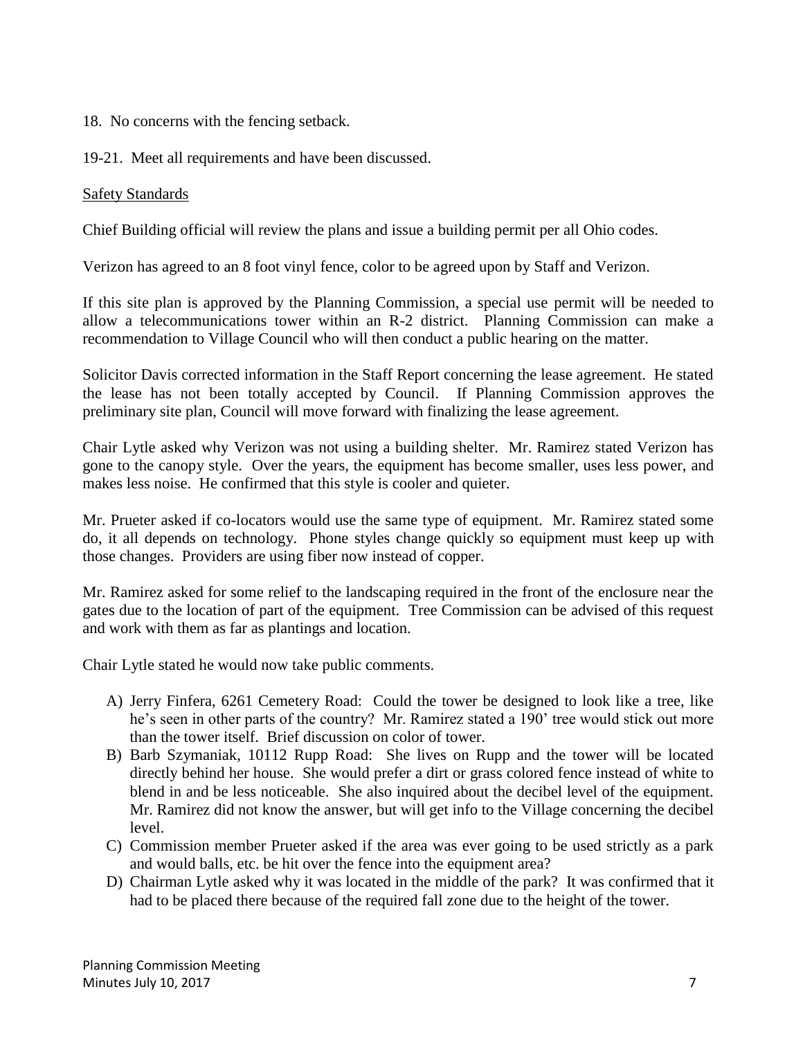18. No concerns with the fencing setback.

19-21. Meet all requirements and have been discussed.

Safety Standards

Chief Building official will review the plans and issue a building permit per all Ohio codes.

Verizon has agreed to an 8 foot vinyl fence, color to be agreed upon by Staff and Verizon.

If this site plan is approved by the Planning Commission, a special use permit will be needed to allow a telecommunications tower within an R-2 district. Planning Commission can make a recommendation to Village Council who will then conduct a public hearing on the matter.

Solicitor Davis corrected information in the Staff Report concerning the lease agreement. He stated the lease has not been totally accepted by Council. If Planning Commission approves the preliminary site plan, Council will move forward with finalizing the lease agreement.

Chair Lytle asked why Verizon was not using a building shelter. Mr. Ramirez stated Verizon has gone to the canopy style. Over the years, the equipment has become smaller, uses less power, and makes less noise. He confirmed that this style is cooler and quieter.

Mr. Prueter asked if co-locators would use the same type of equipment. Mr. Ramirez stated some do, it all depends on technology. Phone styles change quickly so equipment must keep up with those changes. Providers are using fiber now instead of copper.

Mr. Ramirez asked for some relief to the landscaping required in the front of the enclosure near the gates due to the location of part of the equipment. Tree Commission can be advised of this request and work with them as far as plantings and location.

Chair Lytle stated he would now take public comments.

A) Jerry Finfera, 6261 Cemetery Road: Could the tower be designed to look like a tree, like he's seen in other parts of the country? Mr. Ramirez stated a 190' tree would stick out more than the tower itself. Brief discussion on color of tower.
B) Barb Szymaniak, 10112 Rupp Road: She lives on Rupp and the tower will be located directly behind her house. She would prefer a dirt or grass colored fence instead of white to blend in and be less noticeable. She also inquired about the decibel level of the equipment. Mr. Ramirez did not know the answer, but will get info to the Village concerning the decibel level.
C) Commission member Prueter asked if the area was ever going to be used strictly as a park and would balls, etc. be hit over the fence into the equipment area?
D) Chairman Lytle asked why it was located in the middle of the park? It was confirmed that it had to be placed there because of the required fall zone due to the height of the tower.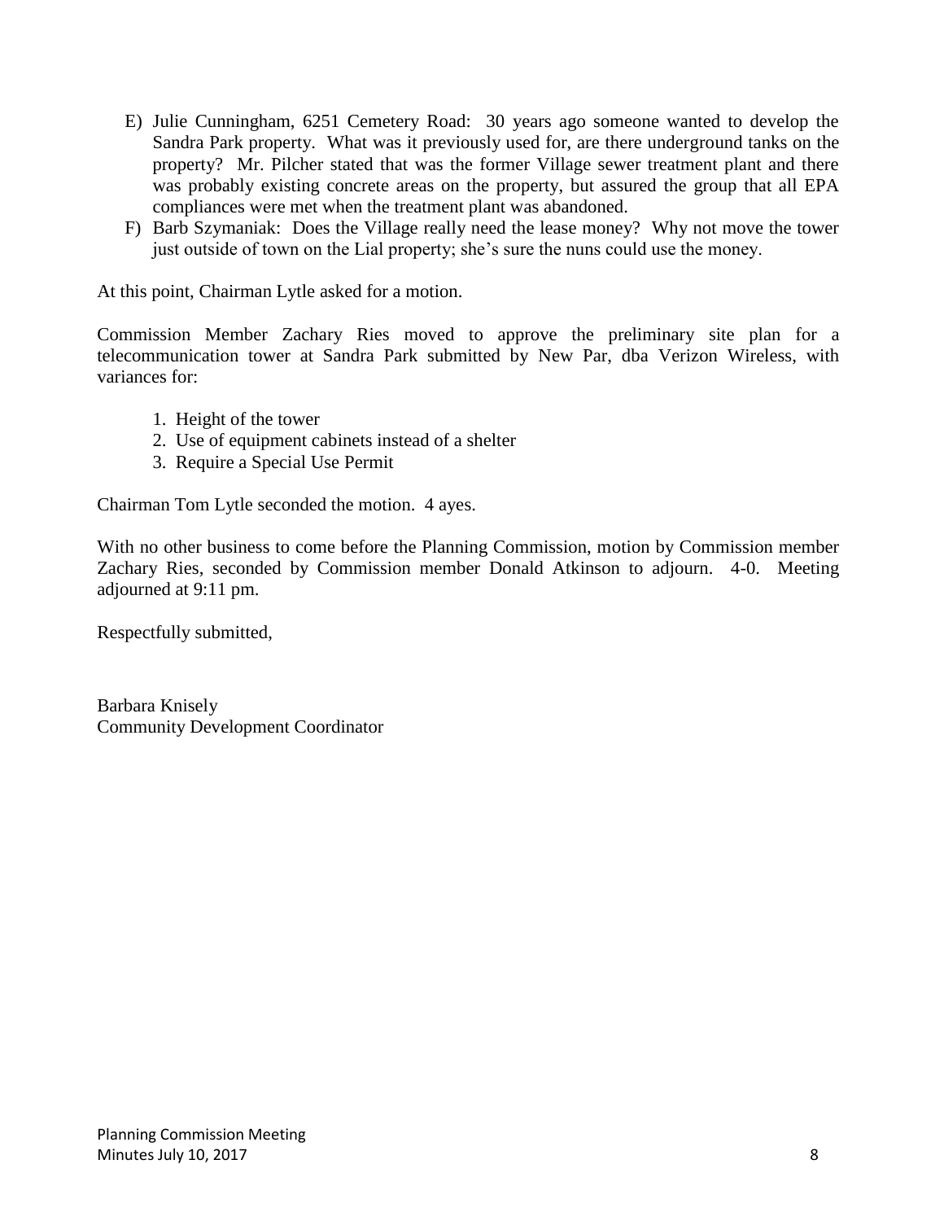E) Julie Cunningham, 6251 Cemetery Road: 30 years ago someone wanted to develop the Sandra Park property. What was it previously used for, are there underground tanks on the property? Mr. Pilcher stated that was the former Village sewer treatment plant and there was probably existing concrete areas on the property, but assured the group that all EPA compliances were met when the treatment plant was abandoned.

F) Barb Szymaniak: Does the Village really need the lease money? Why not move the tower just outside of town on the Lial property; she's sure the nuns could use the money.

At this point, Chairman Lytle asked for a motion.

Commission Member Zachary Ries moved to approve the preliminary site plan for a telecommunication tower at Sandra Park submitted by New Par, dba Verizon Wireless, with variances for:

1. Height of the tower
2. Use of equipment cabinets instead of a shelter
3. Require a Special Use Permit

Chairman Tom Lytle seconded the motion. 4 ayes.

With no other business to come before the Planning Commission, motion by Commission member Zachary Ries, seconded by Commission member Donald Atkinson to adjourn. 4-0. Meeting adjourned at 9:11 pm.

Respectfully submitted,

Barbara Knisely
Community Development Coordinator